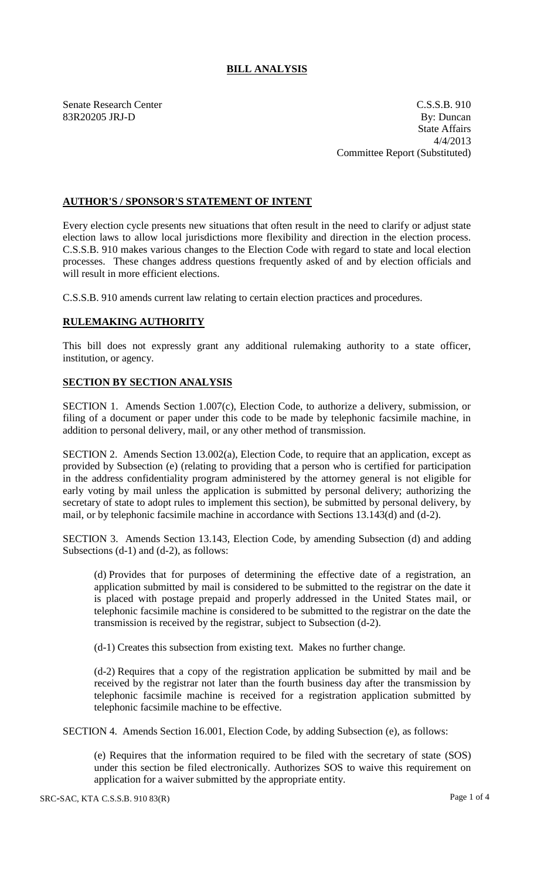# BILL ANALYSIS

Senate Research Center
83R20205 JRJ-D

C.S.S.B. 910
By: Duncan
State Affairs
4/4/2013
Committee Report (Substituted)

## AUTHOR'S / SPONSOR'S STATEMENT OF INTENT

Every election cycle presents new situations that often result in the need to clarify or adjust state election laws to allow local jurisdictions more flexibility and direction in the election process. C.S.S.B. 910 makes various changes to the Election Code with regard to state and local election processes. These changes address questions frequently asked of and by election officials and will result in more efficient elections.

C.S.S.B. 910 amends current law relating to certain election practices and procedures.

## RULEMAKING AUTHORITY

This bill does not expressly grant any additional rulemaking authority to a state officer, institution, or agency.

## SECTION BY SECTION ANALYSIS

SECTION 1. Amends Section 1.007(c), Election Code, to authorize a delivery, submission, or filing of a document or paper under this code to be made by telephonic facsimile machine, in addition to personal delivery, mail, or any other method of transmission.

SECTION 2. Amends Section 13.002(a), Election Code, to require that an application, except as provided by Subsection (e) (relating to providing that a person who is certified for participation in the address confidentiality program administered by the attorney general is not eligible for early voting by mail unless the application is submitted by personal delivery; authorizing the secretary of state to adopt rules to implement this section), be submitted by personal delivery, by mail, or by telephonic facsimile machine in accordance with Sections 13.143(d) and (d-2).

SECTION 3. Amends Section 13.143, Election Code, by amending Subsection (d) and adding Subsections (d-1) and (d-2), as follows:

(d) Provides that for purposes of determining the effective date of a registration, an application submitted by mail is considered to be submitted to the registrar on the date it is placed with postage prepaid and properly addressed in the United States mail, or telephonic facsimile machine is considered to be submitted to the registrar on the date the transmission is received by the registrar, subject to Subsection (d-2).

(d-1) Creates this subsection from existing text. Makes no further change.

(d-2) Requires that a copy of the registration application be submitted by mail and be received by the registrar not later than the fourth business day after the transmission by telephonic facsimile machine is received for a registration application submitted by telephonic facsimile machine to be effective.

SECTION 4. Amends Section 16.001, Election Code, by adding Subsection (e), as follows:

(e) Requires that the information required to be filed with the secretary of state (SOS) under this section be filed electronically. Authorizes SOS to waive this requirement on application for a waiver submitted by the appropriate entity.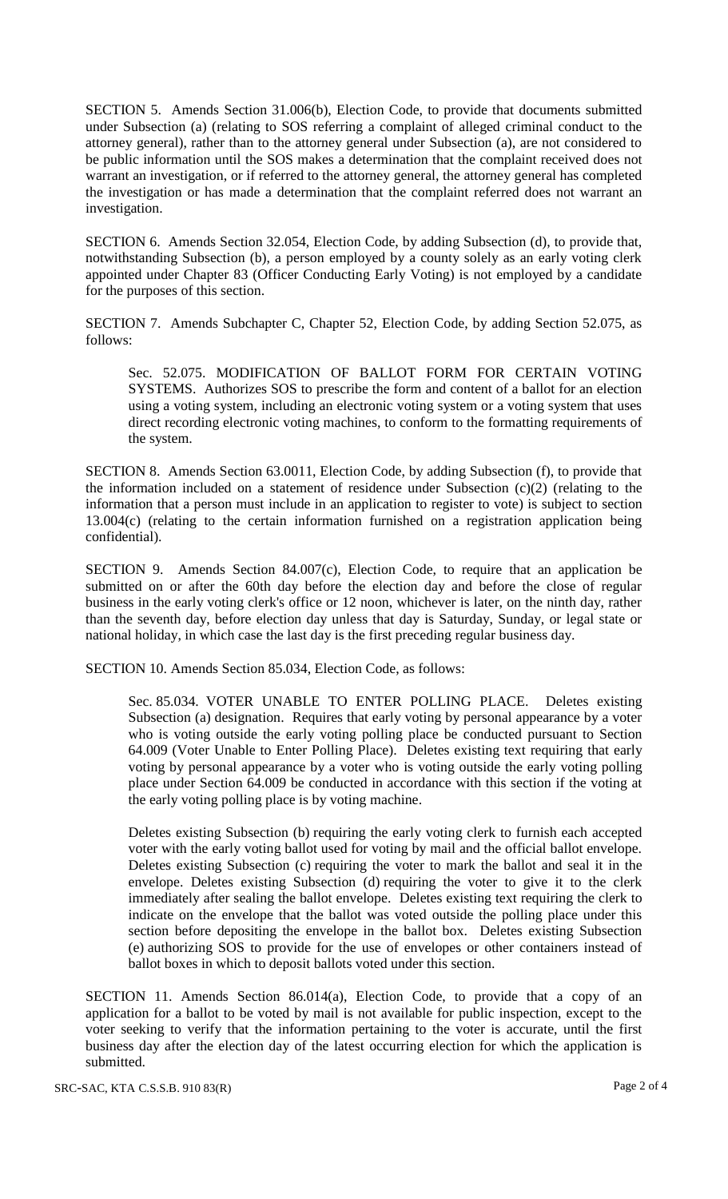SECTION 5. Amends Section 31.006(b), Election Code, to provide that documents submitted under Subsection (a) (relating to SOS referring a complaint of alleged criminal conduct to the attorney general), rather than to the attorney general under Subsection (a), are not considered to be public information until the SOS makes a determination that the complaint received does not warrant an investigation, or if referred to the attorney general, the attorney general has completed the investigation or has made a determination that the complaint referred does not warrant an investigation.

SECTION 6. Amends Section 32.054, Election Code, by adding Subsection (d), to provide that, notwithstanding Subsection (b), a person employed by a county solely as an early voting clerk appointed under Chapter 83 (Officer Conducting Early Voting) is not employed by a candidate for the purposes of this section.

SECTION 7. Amends Subchapter C, Chapter 52, Election Code, by adding Section 52.075, as follows:

Sec. 52.075. MODIFICATION OF BALLOT FORM FOR CERTAIN VOTING SYSTEMS. Authorizes SOS to prescribe the form and content of a ballot for an election using a voting system, including an electronic voting system or a voting system that uses direct recording electronic voting machines, to conform to the formatting requirements of the system.

SECTION 8. Amends Section 63.0011, Election Code, by adding Subsection (f), to provide that the information included on a statement of residence under Subsection (c)(2) (relating to the information that a person must include in an application to register to vote) is subject to section 13.004(c) (relating to the certain information furnished on a registration application being confidential).

SECTION 9. Amends Section 84.007(c), Election Code, to require that an application be submitted on or after the 60th day before the election day and before the close of regular business in the early voting clerk's office or 12 noon, whichever is later, on the ninth day, rather than the seventh day, before election day unless that day is Saturday, Sunday, or legal state or national holiday, in which case the last day is the first preceding regular business day.

SECTION 10. Amends Section 85.034, Election Code, as follows:

Sec. 85.034. VOTER UNABLE TO ENTER POLLING PLACE. Deletes existing Subsection (a) designation. Requires that early voting by personal appearance by a voter who is voting outside the early voting polling place be conducted pursuant to Section 64.009 (Voter Unable to Enter Polling Place). Deletes existing text requiring that early voting by personal appearance by a voter who is voting outside the early voting polling place under Section 64.009 be conducted in accordance with this section if the voting at the early voting polling place is by voting machine.

Deletes existing Subsection (b) requiring the early voting clerk to furnish each accepted voter with the early voting ballot used for voting by mail and the official ballot envelope. Deletes existing Subsection (c) requiring the voter to mark the ballot and seal it in the envelope. Deletes existing Subsection (d) requiring the voter to give it to the clerk immediately after sealing the ballot envelope. Deletes existing text requiring the clerk to indicate on the envelope that the ballot was voted outside the polling place under this section before depositing the envelope in the ballot box. Deletes existing Subsection (e) authorizing SOS to provide for the use of envelopes or other containers instead of ballot boxes in which to deposit ballots voted under this section.

SECTION 11. Amends Section 86.014(a), Election Code, to provide that a copy of an application for a ballot to be voted by mail is not available for public inspection, except to the voter seeking to verify that the information pertaining to the voter is accurate, until the first business day after the election day of the latest occurring election for which the application is submitted.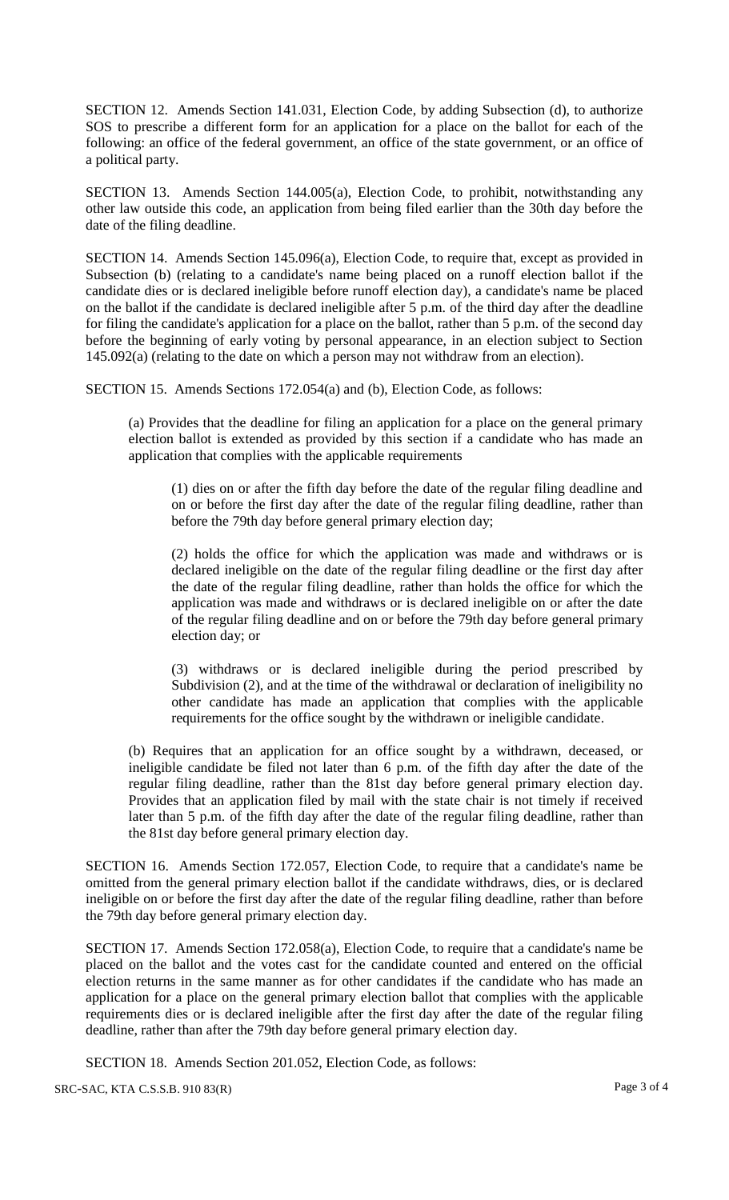SECTION 12. Amends Section 141.031, Election Code, by adding Subsection (d), to authorize SOS to prescribe a different form for an application for a place on the ballot for each of the following: an office of the federal government, an office of the state government, or an office of a political party.

SECTION 13. Amends Section 144.005(a), Election Code, to prohibit, notwithstanding any other law outside this code, an application from being filed earlier than the 30th day before the date of the filing deadline.

SECTION 14. Amends Section 145.096(a), Election Code, to require that, except as provided in Subsection (b) (relating to a candidate's name being placed on a runoff election ballot if the candidate dies or is declared ineligible before runoff election day), a candidate's name be placed on the ballot if the candidate is declared ineligible after 5 p.m. of the third day after the deadline for filing the candidate's application for a place on the ballot, rather than 5 p.m. of the second day before the beginning of early voting by personal appearance, in an election subject to Section 145.092(a) (relating to the date on which a person may not withdraw from an election).

SECTION 15. Amends Sections 172.054(a) and (b), Election Code, as follows:

(a) Provides that the deadline for filing an application for a place on the general primary election ballot is extended as provided by this section if a candidate who has made an application that complies with the applicable requirements

(1) dies on or after the fifth day before the date of the regular filing deadline and on or before the first day after the date of the regular filing deadline, rather than before the 79th day before general primary election day;

(2) holds the office for which the application was made and withdraws or is declared ineligible on the date of the regular filing deadline or the first day after the date of the regular filing deadline, rather than holds the office for which the application was made and withdraws or is declared ineligible on or after the date of the regular filing deadline and on or before the 79th day before general primary election day; or

(3) withdraws or is declared ineligible during the period prescribed by Subdivision (2), and at the time of the withdrawal or declaration of ineligibility no other candidate has made an application that complies with the applicable requirements for the office sought by the withdrawn or ineligible candidate.

(b) Requires that an application for an office sought by a withdrawn, deceased, or ineligible candidate be filed not later than 6 p.m. of the fifth day after the date of the regular filing deadline, rather than the 81st day before general primary election day. Provides that an application filed by mail with the state chair is not timely if received later than 5 p.m. of the fifth day after the date of the regular filing deadline, rather than the 81st day before general primary election day.

SECTION 16. Amends Section 172.057, Election Code, to require that a candidate's name be omitted from the general primary election ballot if the candidate withdraws, dies, or is declared ineligible on or before the first day after the date of the regular filing deadline, rather than before the 79th day before general primary election day.

SECTION 17. Amends Section 172.058(a), Election Code, to require that a candidate's name be placed on the ballot and the votes cast for the candidate counted and entered on the official election returns in the same manner as for other candidates if the candidate who has made an application for a place on the general primary election ballot that complies with the applicable requirements dies or is declared ineligible after the first day after the date of the regular filing deadline, rather than after the 79th day before general primary election day.

SECTION 18. Amends Section 201.052, Election Code, as follows: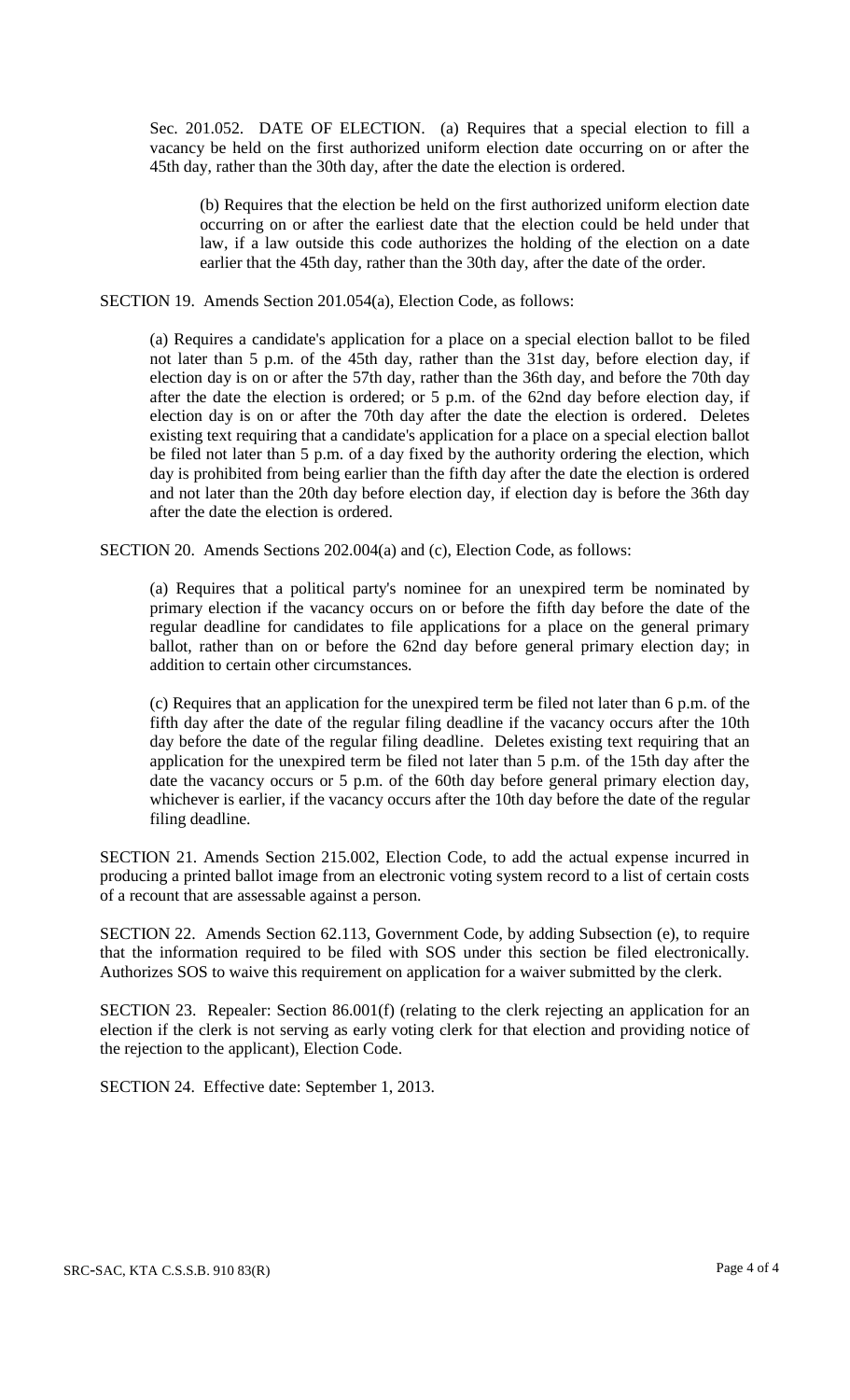Sec. 201.052. DATE OF ELECTION. (a) Requires that a special election to fill a vacancy be held on the first authorized uniform election date occurring on or after the 45th day, rather than the 30th day, after the date the election is ordered.

> (b) Requires that the election be held on the first authorized uniform election date occurring on or after the earliest date that the election could be held under that law, if a law outside this code authorizes the holding of the election on a date earlier that the 45th day, rather than the 30th day, after the date of the order.

SECTION 19. Amends Section 201.054(a), Election Code, as follows:

> (a) Requires a candidate's application for a place on a special election ballot to be filed not later than 5 p.m. of the 45th day, rather than the 31st day, before election day, if election day is on or after the 57th day, rather than the 36th day, and before the 70th day after the date the election is ordered; or 5 p.m. of the 62nd day before election day, if election day is on or after the 70th day after the date the election is ordered. Deletes existing text requiring that a candidate's application for a place on a special election ballot be filed not later than 5 p.m. of a day fixed by the authority ordering the election, which day is prohibited from being earlier than the fifth day after the date the election is ordered and not later than the 20th day before election day, if election day is before the 36th day after the date the election is ordered.

SECTION 20. Amends Sections 202.004(a) and (c), Election Code, as follows:

> (a) Requires that a political party's nominee for an unexpired term be nominated by primary election if the vacancy occurs on or before the fifth day before the date of the regular deadline for candidates to file applications for a place on the general primary ballot, rather than on or before the 62nd day before general primary election day; in addition to certain other circumstances.
>
> (c) Requires that an application for the unexpired term be filed not later than 6 p.m. of the fifth day after the date of the regular filing deadline if the vacancy occurs after the 10th day before the date of the regular filing deadline. Deletes existing text requiring that an application for the unexpired term be filed not later than 5 p.m. of the 15th day after the date the vacancy occurs or 5 p.m. of the 60th day before general primary election day, whichever is earlier, if the vacancy occurs after the 10th day before the date of the regular filing deadline.

SECTION 21. Amends Section 215.002, Election Code, to add the actual expense incurred in producing a printed ballot image from an electronic voting system record to a list of certain costs of a recount that are assessable against a person.

SECTION 22. Amends Section 62.113, Government Code, by adding Subsection (e), to require that the information required to be filed with SOS under this section be filed electronically. Authorizes SOS to waive this requirement on application for a waiver submitted by the clerk.

SECTION 23. Repealer: Section 86.001(f) (relating to the clerk rejecting an application for an election if the clerk is not serving as early voting clerk for that election and providing notice of the rejection to the applicant), Election Code.

SECTION 24. Effective date: September 1, 2013.